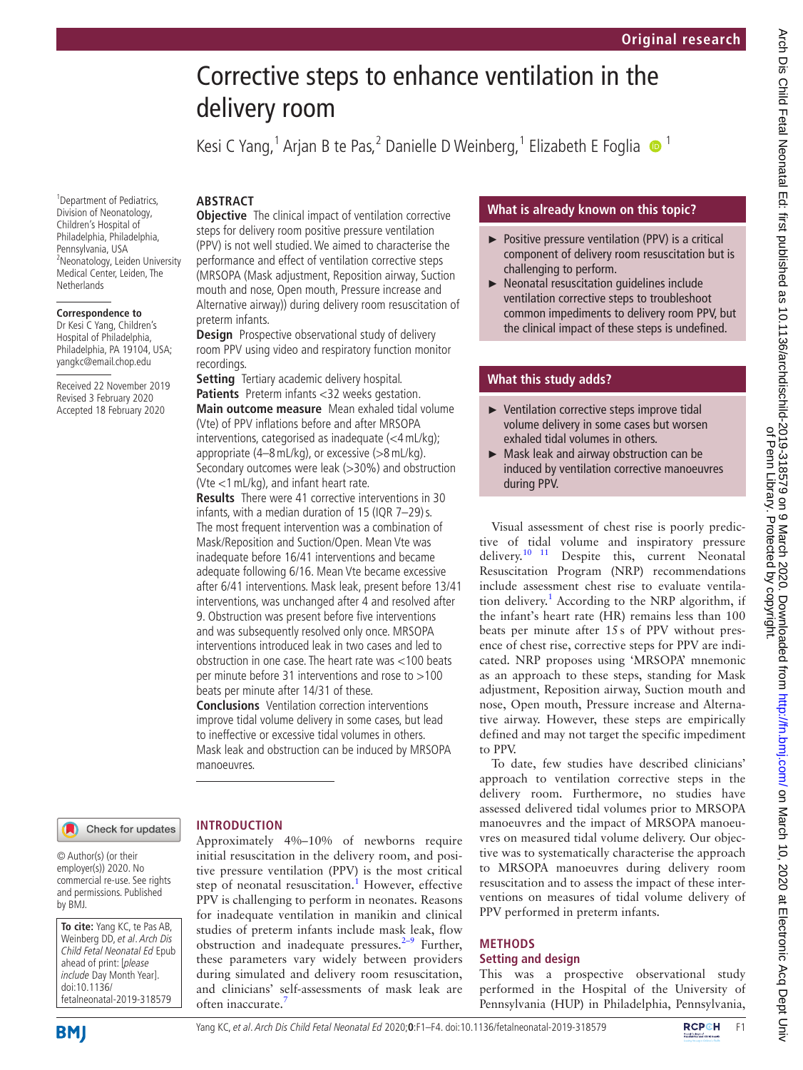# Corrective steps to enhance ventilation in the delivery room

Kesi C Yang,[1] Arjan B te Pas,[2] Danielle D Weinberg,[1] Elizabeth E Foglia[1]

[1]Department of Pediatrics, Division of Neonatology, Children's Hospital of Philadelphia, Philadelphia, Pennsylvania, USA
[2]Neonatology, Leiden University Medical Center, Leiden, The Netherlands

**Correspondence to**
Dr Kesi C Yang, Children's Hospital of Philadelphia, Philadelphia, PA 19104, USA; yangkc@email.chop.edu

Received 22 November 2019
Revised 3 February 2020
Accepted 18 February 2020

## ABSTRACT

**Objective** The clinical impact of ventilation corrective steps for delivery room positive pressure ventilation (PPV) is not well studied. We aimed to characterise the performance and effect of ventilation corrective steps (MRSOPA (Mask adjustment, Reposition airway, Suction mouth and nose, Open mouth, Pressure increase and Alternative airway)) during delivery room resuscitation of preterm infants.

**Design** Prospective observational study of delivery room PPV using video and respiratory function monitor recordings.

**Setting** Tertiary academic delivery hospital.

**Patients** Preterm infants <32 weeks gestation.

**Main outcome measure** Mean exhaled tidal volume (Vte) of PPV inflations before and after MRSOPA interventions, categorised as inadequate (<4 mL/kg); appropriate (4–8 mL/kg), or excessive (>8 mL/kg). Secondary outcomes were leak (>30%) and obstruction (Vte <1 mL/kg), and infant heart rate.

**Results** There were 41 corrective interventions in 30 infants, with a median duration of 15 (IQR 7–29) s. The most frequent intervention was a combination of Mask/Reposition and Suction/Open. Mean Vte was inadequate before 16/41 interventions and became adequate following 6/16. Mean Vte became excessive after 6/41 interventions. Mask leak, present before 13/41 interventions, was unchanged after 4 and resolved after 9. Obstruction was present before five interventions and was subsequently resolved only once. MRSOPA interventions introduced leak in two cases and led to obstruction in one case. The heart rate was <100 beats per minute before 31 interventions and rose to >100 beats per minute after 14/31 of these.

**Conclusions** Ventilation correction interventions improve tidal volume delivery in some cases, but lead to ineffective or excessive tidal volumes in others. Mask leak and obstruction can be induced by MRSOPA manoeuvres.

© Author(s) (or their employer(s)) 2020. No commercial re-use. See rights and permissions. Published by BMJ.

**To cite:** Yang KC, te Pas AB, Weinberg DD, *et al*. *Arch Dis Child Fetal Neonatal Ed* Epub ahead of print: [*please include* Day Month Year]. doi:10.1136/fetalneonatal-2019-318579

## What is already known on this topic?

- Positive pressure ventilation (PPV) is a critical component of delivery room resuscitation but is challenging to perform.
- Neonatal resuscitation guidelines include ventilation corrective steps to troubleshoot common impediments to delivery room PPV, but the clinical impact of these steps is undefined.

## What this study adds?

- Ventilation corrective steps improve tidal volume delivery in some cases but worsen exhaled tidal volumes in others.
- Mask leak and airway obstruction can be induced by ventilation corrective manoeuvres during PPV.

## INTRODUCTION

Approximately 4%–10% of newborns require initial resuscitation in the delivery room, and positive pressure ventilation (PPV) is the most critical step of neonatal resuscitation.[1] However, effective PPV is challenging to perform in neonates. Reasons for inadequate ventilation in manikin and clinical studies of preterm infants include mask leak, flow obstruction and inadequate pressures.[2–9] Further, these parameters vary widely between providers during simulated and delivery room resuscitation, and clinicians' self-assessments of mask leak are often inaccurate.[7]

Visual assessment of chest rise is poorly predictive of tidal volume and inspiratory pressure delivery.[10 11] Despite this, current Neonatal Resuscitation Program (NRP) recommendations include assessment chest rise to evaluate ventilation delivery.[1] According to the NRP algorithm, if the infant's heart rate (HR) remains less than 100 beats per minute after 15 s of PPV without presence of chest rise, corrective steps for PPV are indicated. NRP proposes using 'MRSOPA' mnemonic as an approach to these steps, standing for Mask adjustment, Reposition airway, Suction mouth and nose, Open mouth, Pressure increase and Alternative airway. However, these steps are empirically defined and may not target the specific impediment to PPV.

To date, few studies have described clinicians' approach to ventilation corrective steps in the delivery room. Furthermore, no studies have assessed delivered tidal volumes prior to MRSOPA manoeuvres and the impact of MRSOPA manoeuvres on measured tidal volume delivery. Our objective was to systematically characterise the approach to MRSOPA manoeuvres during delivery room resuscitation and to assess the impact of these interventions on measures of tidal volume delivery of PPV performed in preterm infants.

## METHODS

### Setting and design

This was a prospective observational study performed in the Hospital of the University of Pennsylvania (HUP) in Philadelphia, Pennsylvania,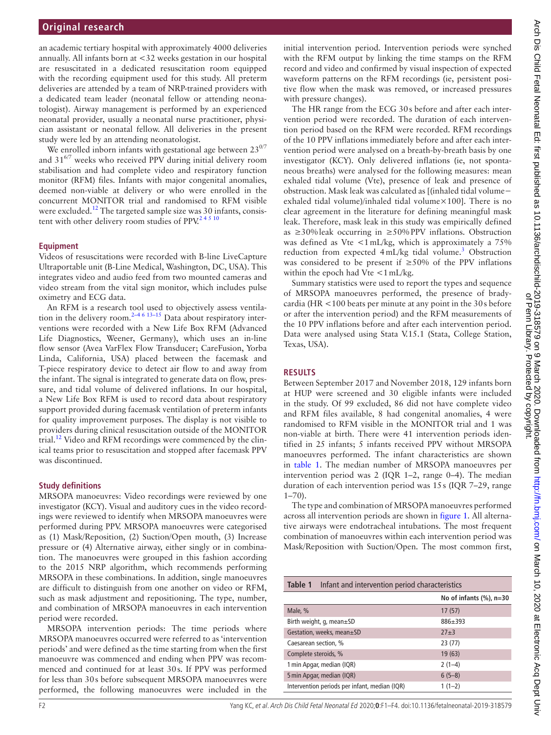an academic tertiary hospital with approximately 4000 deliveries annually. All infants born at <32 weeks gestation in our hospital are resuscitated in a dedicated resuscitation room equipped with the recording equipment used for this study. All preterm deliveries are attended by a team of NRP-trained providers with a dedicated team leader (neonatal fellow or attending neonatologist). Airway management is performed by an experienced neonatal provider, usually a neonatal nurse practitioner, physician assistant or neonatal fellow. All deliveries in the present study were led by an attending neonatologist.

We enrolled inborn infants with gestational age between $23^{0/7}$ and $31^{6/7}$ weeks who received PPV during initial delivery room stabilisation and had complete video and respiratory function monitor (RFM) files. Infants with major congenital anomalies, deemed non-viable at delivery or who were enrolled in the concurrent MONITOR trial and randomised to RFM visible were excluded.[12] The targeted sample size was 30 infants, consistent with other delivery room studies of PPV.[2 4 5 10]

### Equipment

Videos of resuscitations were recorded with B-line LiveCapture Ultraportable unit (B-Line Medical, Washington, DC, USA). This integrates video and audio feed from two mounted cameras and video stream from the vital sign monitor, which includes pulse oximetry and ECG data.

An RFM is a research tool used to objectively assess ventilation in the delivery room.[2–4 6 13–15] Data about respiratory interventions were recorded with a New Life Box RFM (Advanced Life Diagnostics, Weener, Germany), which uses an in-line flow sensor (Avea VarFlex Flow Transducer; CareFusion, Yorba Linda, California, USA) placed between the facemask and T-piece respiratory device to detect air flow to and away from the infant. The signal is integrated to generate data on flow, pressure, and tidal volume of delivered inflations. In our hospital, a New Life Box RFM is used to record data about respiratory support provided during facemask ventilation of preterm infants for quality improvement purposes. The display is not visible to providers during clinical resuscitation outside of the MONITOR trial.[12] Video and RFM recordings were commenced by the clinical teams prior to resuscitation and stopped after facemask PPV was discontinued.

### Study definitions

MRSOPA manoeuvres: Video recordings were reviewed by one investigator (KCY). Visual and auditory cues in the video recordings were reviewed to identify when MRSOPA manoeuvres were performed during PPV. MRSOPA manoeuvres were categorised as (1) Mask/Reposition, (2) Suction/Open mouth, (3) Increase pressure or (4) Alternative airway, either singly or in combination. The manoeuvres were grouped in this fashion according to the 2015 NRP algorithm, which recommends performing MRSOPA in these combinations. In addition, single manoeuvres are difficult to distinguish from one another on video or RFM, such as mask adjustment and repositioning. The type, number, and combination of MRSOPA manoeuvres in each intervention period were recorded.

MRSOPA intervention periods: The time periods where MRSOPA manoeuvres occurred were referred to as 'intervention periods' and were defined as the time starting from when the first manoeuvre was commenced and ending when PPV was recommenced and continued for at least 30 s. If PPV was performed for less than 30 s before subsequent MRSOPA manoeuvres were performed, the following manoeuvres were included in the initial intervention period. Intervention periods were synched with the RFM output by linking the time stamps on the RFM record and video and confirmed by visual inspection of expected waveform patterns on the RFM recordings (ie, persistent positive flow when the mask was removed, or increased pressures with pressure changes).

The HR range from the ECG 30 s before and after each intervention period were recorded. The duration of each intervention period based on the RFM were recorded. RFM recordings of the 10 PPV inflations immediately before and after each intervention period were analysed on a breath-by-breath basis by one investigator (KCY). Only delivered inflations (ie, not spontaneous breaths) were analysed for the following measures: mean exhaled tidal volume (Vte), presence of leak and presence of obstruction. Mask leak was calculated as [(inhaled tidal volume−exhaled tidal volume)/inhaled tidal volume×100]. There is no clear agreement in the literature for defining meaningful mask leak. Therefore, mask leak in this study was empirically defined as ≥30% leak occurring in ≥50% PPV inflations. Obstruction was defined as Vte <1 mL/kg, which is approximately a 75% reduction from expected 4 mL/kg tidal volume.[3] Obstruction was considered to be present if ≥50% of the PPV inflations within the epoch had Vte <1 mL/kg.

Summary statistics were used to report the types and sequence of MRSOPA manoeuvres performed, the presence of bradycardia (HR <100 beats per minute at any point in the 30 s before or after the intervention period) and the RFM measurements of the 10 PPV inflations before and after each intervention period. Data were analysed using Stata V.15.1 (Stata, College Station, Texas, USA).

## RESULTS

Between September 2017 and November 2018, 129 infants born at HUP were screened and 30 eligible infants were included in the study. Of 99 excluded, 86 did not have complete video and RFM files available, 8 had congenital anomalies, 4 were randomised to RFM visible in the MONITOR trial and 1 was non-viable at birth. There were 41 intervention periods identified in 25 infants; 5 infants received PPV without MRSOPA manoeuvres performed. The infant characteristics are shown in table 1. The median number of MRSOPA manoeuvres per intervention period was 2 (IQR 1–2, range 0–4). The median duration of each intervention period was 15 s (IQR 7–29, range 1–70).

The type and combination of MRSOPA manoeuvres performed across all intervention periods are shown in figure 1. All alternative airways were endotracheal intubations. The most frequent combination of manoeuvres within each intervention period was Mask/Reposition with Suction/Open. The most common first,

**Table 1** Infant and intervention period characteristics

| | No of infants (%), n=30 |
|---|---|
| Male, % | 17 (57) |
| Birth weight, g, mean±SD | 886±393 |
| Gestation, weeks, mean±SD | 27±3 |
| Caesarean section, % | 23 (77) |
| Complete steroids, % | 19 (63) |
| 1 min Apgar, median (IQR) | 2 (1–4) |
| 5 min Apgar, median (IQR) | 6 (5–8) |
| Intervention periods per infant, median (IQR) | 1 (1–2) |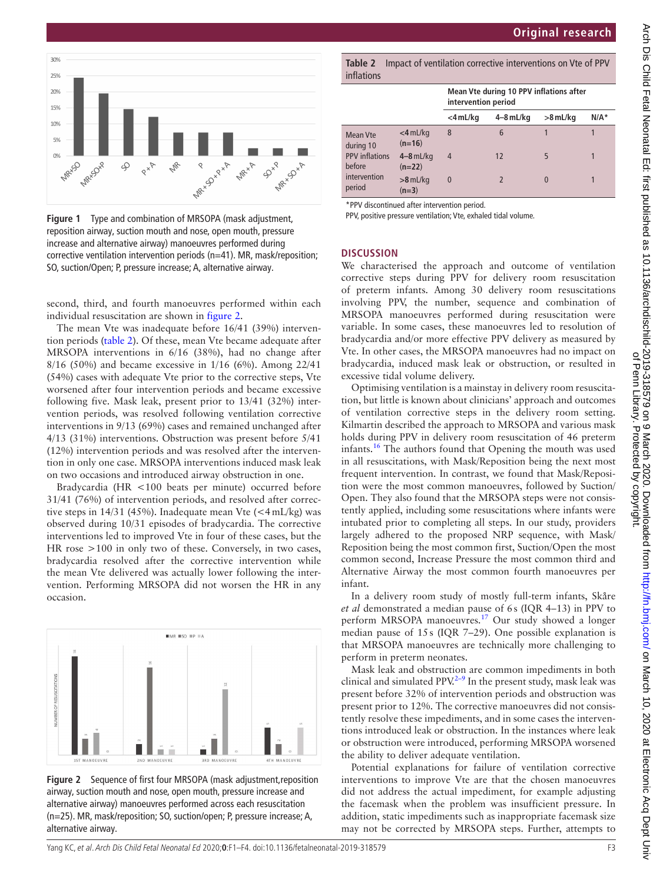30%
25%
20%
15%
10%
5%
0%
MR+SO
MR+SO+P
SO
P+A
MR
P
MR+SO+P+A
MR+A
SO+P
MR+SO+A

Figure 1 Type and combination of MRSOPA (mask adjustment, reposition airway, suction mouth and nose, open mouth, pressure increase and alternative airway) manoeuvres performed during corrective ventilation intervention periods (n=41). MR, mask/reposition; SO, suction/Open; P, pressure increase; A, alternative airway.

second, third, and fourth manoeuvres performed within each individual resuscitation are shown in figure 2.

The mean Vte was inadequate before 16/41 (39%) intervention periods (table 2). Of these, mean Vte became adequate after MRSOPA interventions in 6/16 (38%), had no change after 8/16 (50%) and became excessive in 1/16 (6%). Among 22/41 (54%) cases with adequate Vte prior to the corrective steps, Vte worsened after four intervention periods and became excessive following five. Mask leak, present prior to 13/41 (32%) intervention periods, was resolved following ventilation corrective interventions in 9/13 (69%) cases and remained unchanged after 4/13 (31%) interventions. Obstruction was present before 5/41 (12%) intervention periods and was resolved after the intervention in only one case. MRSOPA interventions induced mask leak on two occasions and introduced airway obstruction in one.

Bradycardia (HR <100 beats per minute) occurred before 31/41 (76%) of intervention periods, and resolved after corrective steps in 14/31 (45%). Inadequate mean Vte (<4 mL/kg) was observed during 10/31 episodes of bradycardia. The corrective interventions led to improved Vte in four of these cases, but the HR rose >100 in only two of these. Conversely, in two cases, bradycardia resolved after the corrective intervention while the mean Vte delivered was actually lower following the intervention. Performing MRSOPA did not worsen the HR in any occasion.

MR SO P A
NUMBER OF RESUSCITATIONS
1ST MANOEUVRE
2ND MANOEUVRE
3RD MANOEUVRE
4TH MANOEUVRE

Figure 2 Sequence of first four MRSOPA (mask adjustment,reposition airway, suction mouth and nose, open mouth, pressure increase and alternative airway) manoeuvres performed across each resuscitation (n=25). MR, mask/reposition; SO, suction/open; P, pressure increase; A, alternative airway.

**Table 2** Impact of ventilation corrective interventions on Vte of PPV inflations

| | | Mean Vte during 10 PPV inflations after intervention period | | | |
|---|---|---|---|---|---|
| | | <4 mL/kg | 4–8 mL/kg | >8 mL/kg | N/A* |
| Mean Vte during 10 PPV inflations before intervention period | <4 mL/kg (n=16) | 8 | 6 | 1 | 1 |
| | 4–8 mL/kg (n=22) | 4 | 12 | 5 | 1 |
| | >8 mL/kg (n=3) | 0 | 2 | 0 | 1 |

*PPV discontinued after intervention period.
PPV, positive pressure ventilation; Vte, exhaled tidal volume.

## DISCUSSION

We characterised the approach and outcome of ventilation corrective steps during PPV for delivery room resuscitation of preterm infants. Among 30 delivery room resuscitations involving PPV, the number, sequence and combination of MRSOPA manoeuvres performed during resuscitation were variable. In some cases, these manoeuvres led to resolution of bradycardia and/or more effective PPV delivery as measured by Vte. In other cases, the MRSOPA manoeuvres had no impact on bradycardia, induced mask leak or obstruction, or resulted in excessive tidal volume delivery.

Optimising ventilation is a mainstay in delivery room resuscitation, but little is known about clinicians' approach and outcomes of ventilation corrective steps in the delivery room setting. Kilmartin described the approach to MRSOPA and various mask holds during PPV in delivery room resuscitation of 46 preterm infants.[16] The authors found that Opening the mouth was used in all resuscitations, with Mask/Reposition being the next most frequent intervention. In contrast, we found that Mask/Reposition were the most common manoeuvres, followed by Suction/Open. They also found that the MRSOPA steps were not consistently applied, including some resuscitations where infants were intubated prior to completing all steps. In our study, providers largely adhered to the proposed NRP sequence, with Mask/Reposition being the most common first, Suction/Open the most common second, Increase Pressure the most common third and Alternative Airway the most common fourth manoeuvres per infant.

In a delivery room study of mostly full-term infants, Skåre *et al* demonstrated a median pause of 6 s (IQR 4–13) in PPV to perform MRSOPA manoeuvres.[17] Our study showed a longer median pause of 15 s (IQR 7–29). One possible explanation is that MRSOPA manoeuvres are technically more challenging to perform in preterm neonates.

Mask leak and obstruction are common impediments in both clinical and simulated PPV.[2–9] In the present study, mask leak was present before 32% of intervention periods and obstruction was present prior to 12%. The corrective manoeuvres did not consistently resolve these impediments, and in some cases the interventions introduced leak or obstruction. In the instances where leak or obstruction were introduced, performing MRSOPA worsened the ability to deliver adequate ventilation.

Potential explanations for failure of ventilation corrective interventions to improve Vte are that the chosen manoeuvres did not address the actual impediment, for example adjusting the facemask when the problem was insufficient pressure. In addition, static impediments such as inappropriate facemask size may not be corrected by MRSOPA steps. Further, attempts to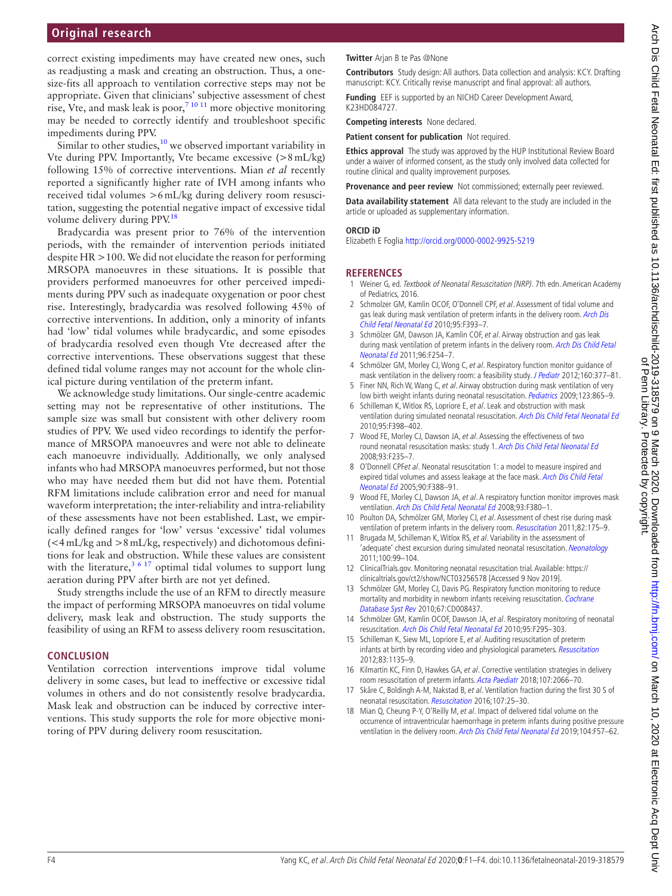correct existing impediments may have created new ones, such as readjusting a mask and creating an obstruction. Thus, a one-size-fits all approach to ventilation corrective steps may not be appropriate. Given that clinicians' subjective assessment of chest rise, Vte, and mask leak is poor,[7 10 11] more objective monitoring may be needed to correctly identify and troubleshoot specific impediments during PPV.

Similar to other studies,[10] we observed important variability in Vte during PPV. Importantly, Vte became excessive (>8 mL/kg) following 15% of corrective interventions. Mian *et al* recently reported a significantly higher rate of IVH among infants who received tidal volumes >6 mL/kg during delivery room resuscitation, suggesting the potential negative impact of excessive tidal volume delivery during PPV.[18]

Bradycardia was present prior to 76% of the intervention periods, with the remainder of intervention periods initiated despite HR >100. We did not elucidate the reason for performing MRSOPA manoeuvres in these situations. It is possible that providers performed manoeuvres for other perceived impediments during PPV such as inadequate oxygenation or poor chest rise. Interestingly, bradycardia was resolved following 45% of corrective interventions. In addition, only a minority of infants had 'low' tidal volumes while bradycardic, and some episodes of bradycardia resolved even though Vte decreased after the corrective interventions. These observations suggest that these defined tidal volume ranges may not account for the whole clinical picture during ventilation of the preterm infant.

We acknowledge study limitations. Our single-centre academic setting may not be representative of other institutions. The sample size was small but consistent with other delivery room studies of PPV. We used video recordings to identify the performance of MRSOPA manoeuvres and were not able to delineate each manoeuvre individually. Additionally, we only analysed infants who had MRSOPA manoeuvres performed, but not those who may have needed them but did not have them. Potential RFM limitations include calibration error and need for manual waveform interpretation; the inter-reliability and intra-reliability of these assessments have not been established. Last, we empirically defined ranges for 'low' versus 'excessive' tidal volumes (<4 mL/kg and >8 mL/kg, respectively) and dichotomous definitions for leak and obstruction. While these values are consistent with the literature,[3 6 17] optimal tidal volumes to support lung aeration during PPV after birth are not yet defined.

Study strengths include the use of an RFM to directly measure the impact of performing MRSOPA manoeuvres on tidal volume delivery, mask leak and obstruction. The study supports the feasibility of using an RFM to assess delivery room resuscitation.

## CONCLUSION

Ventilation correction interventions improve tidal volume delivery in some cases, but lead to ineffective or excessive tidal volumes in others and do not consistently resolve bradycardia. Mask leak and obstruction can be induced by corrective interventions. This study supports the role for more objective monitoring of PPV during delivery room resuscitation.

**Twitter** Arjan B te Pas @None

**Contributors** Study design: All authors. Data collection and analysis: KCY. Drafting manuscript: KCY. Critically revise manuscript and final approval: all authors.

**Funding** EEF is supported by an NICHD Career Development Award, K23HD084727.

**Competing interests** None declared.

**Patient consent for publication** Not required.

**Ethics approval** The study was approved by the HUP Institutional Review Board under a waiver of informed consent, as the study only involved data collected for routine clinical and quality improvement purposes.

**Provenance and peer review** Not commissioned; externally peer reviewed.

**Data availability statement** All data relevant to the study are included in the article or uploaded as supplementary information.

**ORCID iD**

Elizabeth E Foglia http://orcid.org/0000-0002-9925-5219

## REFERENCES

1. Weiner G, ed. *Textbook of Neonatal Resuscitation (NRP)*. 7th edn. American Academy of Pediatrics, 2016.
2. Schmolzer GM, Kamlin OCOF, O'Donnell CPF, *et al*. Assessment of tidal volume and gas leak during mask ventilation of preterm infants in the delivery room. *Arch Dis Child Fetal Neonatal Ed* 2010;95:F393–7.
3. Schmölzer GM, Dawson JA, Kamlin COF, *et al*. Airway obstruction and gas leak during mask ventilation of preterm infants in the delivery room. *Arch Dis Child Fetal Neonatal Ed* 2011;96:F254–7.
4. Schmölzer GM, Morley CJ, Wong C, *et al*. Respiratory function monitor guidance of mask ventilation in the delivery room: a feasibility study. *J Pediatr* 2012;160:377–81.
5. Finer NN, Rich W, Wang C, *et al*. Airway obstruction during mask ventilation of very low birth weight infants during neonatal resuscitation. *Pediatrics* 2009;123:865–9.
6. Schilleman K, Witlox RS, Lopriore E, *et al*. Leak and obstruction with mask ventilation during simulated neonatal resuscitation. *Arch Dis Child Fetal Neonatal Ed* 2010;95:F398–402.
7. Wood FE, Morley CJ, Dawson JA, *et al*. Assessing the effectiveness of two round neonatal resuscitation masks: study 1. *Arch Dis Child Fetal Neonatal Ed* 2008;93:F235–7.
8. O'Donnell CPF*et al*. Neonatal resuscitation 1: a model to measure inspired and expired tidal volumes and assess leakage at the face mask. *Arch Dis Child Fetal Neonatal Ed* 2005;90:F388–91.
9. Wood FE, Morley CJ, Dawson JA, *et al*. A respiratory function monitor improves mask ventilation. *Arch Dis Child Fetal Neonatal Ed* 2008;93:F380–1.
10. Poulton DA, Schmölzer GM, Morley CJ, *et al*. Assessment of chest rise during mask ventilation of preterm infants in the delivery room. *Resuscitation* 2011;82:175–9.
11. Brugada M, Schilleman K, Witlox RS, *et al*. Variability in the assessment of 'adequate' chest excursion during simulated neonatal resuscitation. *Neonatology* 2011;100:99–104.
12. ClinicalTrials.gov. Monitoring neonatal resuscitation trial. Available: https://clinicaltrials.gov/ct2/show/NCT03256578 [Accessed 9 Nov 2019].
13. Schmölzer GM, Morley CJ, Davis PG. Respiratory function monitoring to reduce mortality and morbidity in newborn infants receiving resuscitation. *Cochrane Database Syst Rev* 2010;67:CD008437.
14. Schmölzer GM, Kamlin OCOF, Dawson JA, *et al*. Respiratory monitoring of neonatal resuscitation. *Arch Dis Child Fetal Neonatal Ed* 2010;95:F295–303.
15. Schilleman K, Siew ML, Lopriore E, *et al*. Auditing resuscitation of preterm infants at birth by recording video and physiological parameters. *Resuscitation* 2012;83:1135–9.
16. Kilmartin KC, Finn D, Hawkes GA, *et al*. Corrective ventilation strategies in delivery room resuscitation of preterm infants. *Acta Paediatr* 2018;107:2066–70.
17. Skåre C, Boldingh A-M, Nakstad B, *et al*. Ventilation fraction during the first 30 S of neonatal resuscitation. *Resuscitation* 2016;107:25–30.
18. Mian Q, Cheung P-Y, O'Reilly M, *et al*. Impact of delivered tidal volume on the occurrence of intraventricular haemorrhage in preterm infants during positive pressure ventilation in the delivery room. *Arch Dis Child Fetal Neonatal Ed* 2019;104:F57–62.